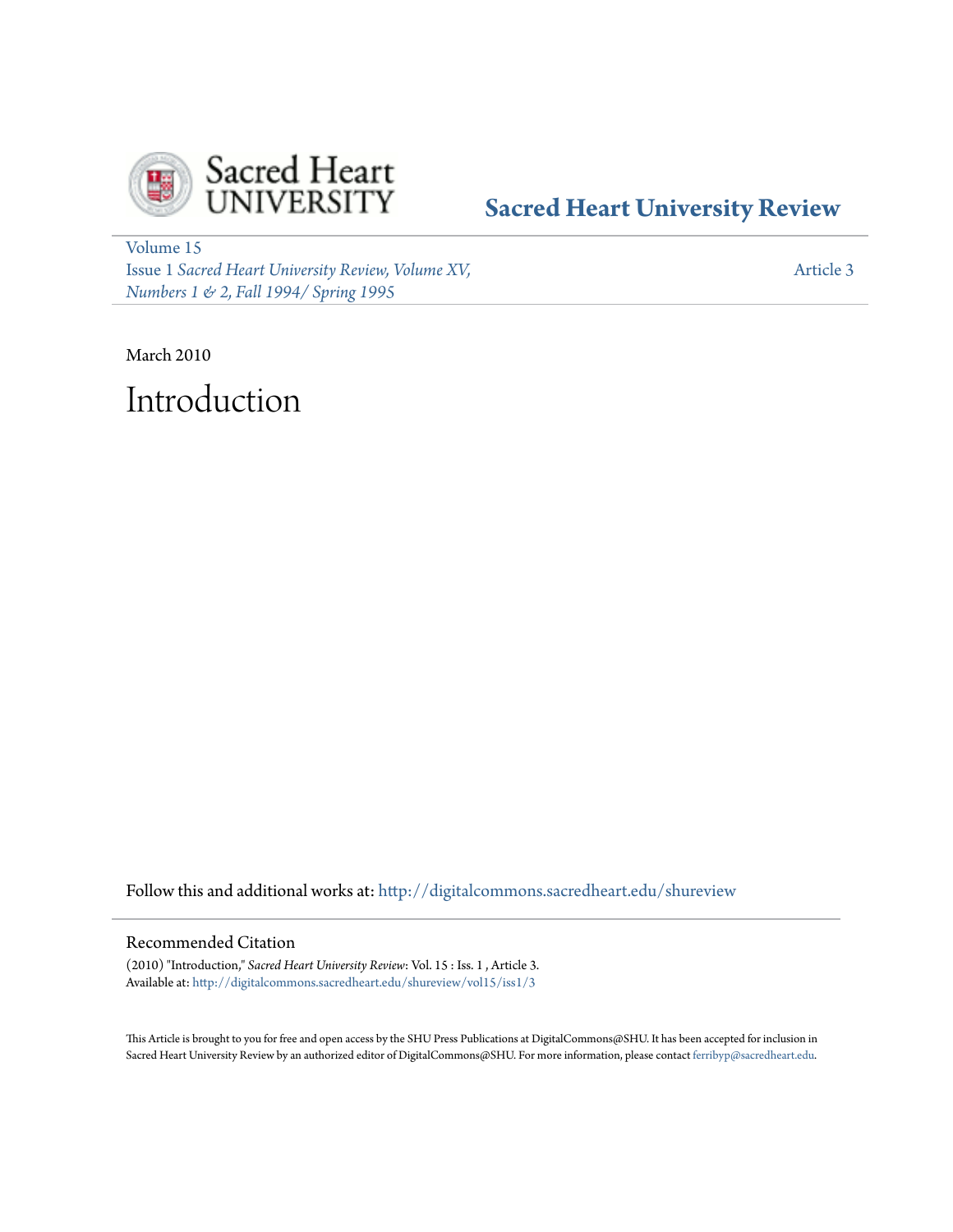Sacred Heart UNIVERSITY

# Sacred Heart University Review

Volume 15
Issue 1 *Sacred Heart University Review, Volume XV, Numbers 1 & 2, Fall 1994/ Spring 1995*

Article 3

March 2010

# Introduction

Follow this and additional works at: http://digitalcommons.sacredheart.edu/shureview

## Recommended Citation

(2010) "Introduction," *Sacred Heart University Review*: Vol. 15 : Iss. 1 , Article 3.
Available at: http://digitalcommons.sacredheart.edu/shureview/vol15/iss1/3

This Article is brought to you for free and open access by the SHU Press Publications at DigitalCommons@SHU. It has been accepted for inclusion in Sacred Heart University Review by an authorized editor of DigitalCommons@SHU. For more information, please contact ferribyp@sacredheart.edu.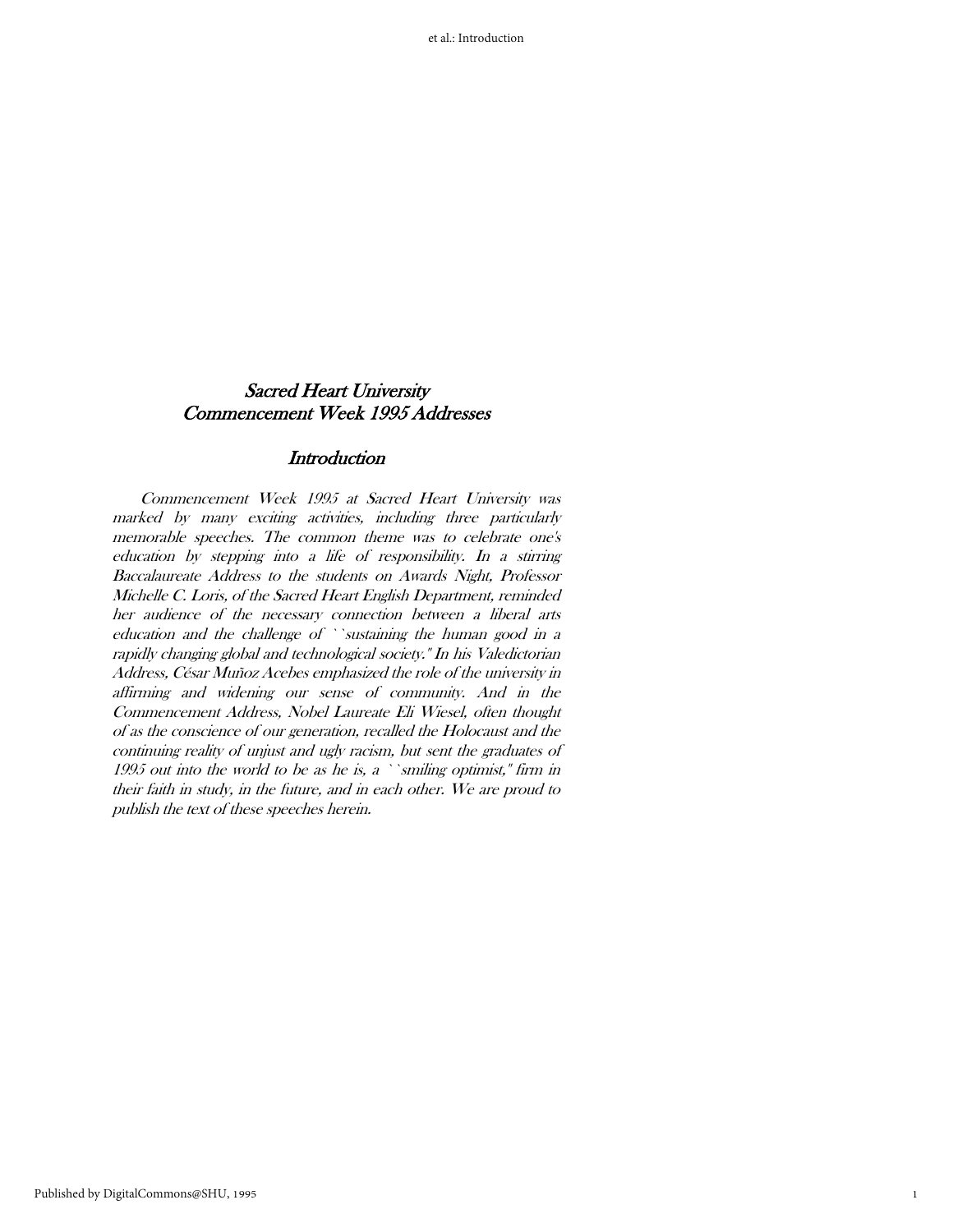# *Sacred Heart University Commencement Week 1995 Addresses*

## *Introduction*

*Commencement Week 1995 at Sacred Heart University was marked by many exciting activities, including three particularly memorable speeches. The common theme was to celebrate one's education by stepping into a life of responsibility. In a stirring Baccalaureate Address to the students on Awards Night, Professor Michelle C. Loris, of the Sacred Heart English Department, reminded her audience of the necessary connection between a liberal arts education and the challenge of ``sustaining the human good in a rapidly changing global and technological society." In his Valedictorian Address, César Muñoz Acebes emphasized the role of the university in affirming and widening our sense of community. And in the Commencement Address, Nobel Laureate Eli Wiesel, often thought of as the conscience of our generation, recalled the Holocaust and the continuing reality of unjust and ugly racism, but sent the graduates of 1995 out into the world to be as he is, a ``smiling optimist," firm in their faith in study, in the future, and in each other. We are proud to publish the text of these speeches herein.*